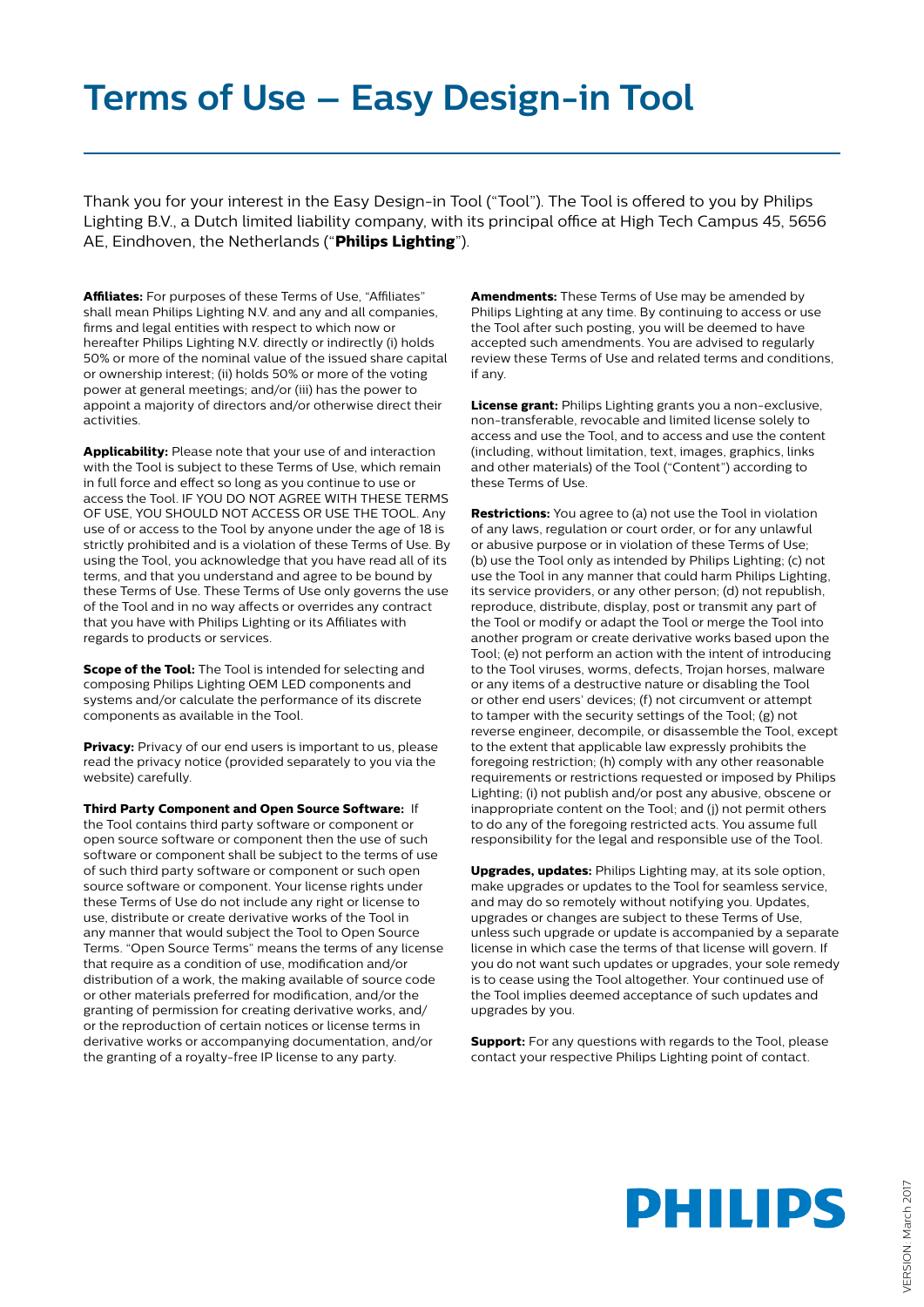# Terms of Use – Easy Design-in Tool

Thank you for your interest in the Easy Design-in Tool ("Tool"). The Tool is offered to you by Philips Lighting B.V., a Dutch limited liability company, with its principal office at High Tech Campus 45, 5656 AE, Eindhoven, the Netherlands ("**Philips Lighting**").

**Affiliates:** For purposes of these Terms of Use, "Affiliates" shall mean Philips Lighting N.V. and any and all companies, firms and legal entities with respect to which now or hereafter Philips Lighting N.V. directly or indirectly (i) holds 50% or more of the nominal value of the issued share capital or ownership interest; (ii) holds 50% or more of the voting power at general meetings; and/or (iii) has the power to appoint a majority of directors and/or otherwise direct their activities.

**Applicability:** Please note that your use of and interaction with the Tool is subject to these Terms of Use, which remain in full force and effect so long as you continue to use or access the Tool. IF YOU DO NOT AGREE WITH THESE TERMS OF USE, YOU SHOULD NOT ACCESS OR USE THE TOOL. Any use of or access to the Tool by anyone under the age of 18 is strictly prohibited and is a violation of these Terms of Use. By using the Tool, you acknowledge that you have read all of its terms, and that you understand and agree to be bound by these Terms of Use. These Terms of Use only governs the use of the Tool and in no way affects or overrides any contract that you have with Philips Lighting or its Affiliates with regards to products or services.

**Scope of the Tool:** The Tool is intended for selecting and composing Philips Lighting OEM LED components and systems and/or calculate the performance of its discrete components as available in the Tool.

**Privacy:** Privacy of our end users is important to us, please read the privacy notice (provided separately to you via the website) carefully.

**Third Party Component and Open Source Software:** If the Tool contains third party software or component or open source software or component then the use of such software or component shall be subject to the terms of use of such third party software or component or such open source software or component. Your license rights under these Terms of Use do not include any right or license to use, distribute or create derivative works of the Tool in any manner that would subject the Tool to Open Source Terms. "Open Source Terms" means the terms of any license that require as a condition of use, modification and/or distribution of a work, the making available of source code or other materials preferred for modification, and/or the granting of permission for creating derivative works, and/or the reproduction of certain notices or license terms in derivative works or accompanying documentation, and/or the granting of a royalty-free IP license to any party.

**Amendments:** These Terms of Use may be amended by Philips Lighting at any time. By continuing to access or use the Tool after such posting, you will be deemed to have accepted such amendments. You are advised to regularly review these Terms of Use and related terms and conditions, if any.

**License grant:** Philips Lighting grants you a non-exclusive, non-transferable, revocable and limited license solely to access and use the Tool, and to access and use the content (including, without limitation, text, images, graphics, links and other materials) of the Tool ("Content") according to these Terms of Use.

**Restrictions:** You agree to (a) not use the Tool in violation of any laws, regulation or court order, or for any unlawful or abusive purpose or in violation of these Terms of Use; (b) use the Tool only as intended by Philips Lighting; (c) not use the Tool in any manner that could harm Philips Lighting, its service providers, or any other person; (d) not republish, reproduce, distribute, display, post or transmit any part of the Tool or modify or adapt the Tool or merge the Tool into another program or create derivative works based upon the Tool; (e) not perform an action with the intent of introducing to the Tool viruses, worms, defects, Trojan horses, malware or any items of a destructive nature or disabling the Tool or other end users' devices; (f) not circumvent or attempt to tamper with the security settings of the Tool; (g) not reverse engineer, decompile, or disassemble the Tool, except to the extent that applicable law expressly prohibits the foregoing restriction; (h) comply with any other reasonable requirements or restrictions requested or imposed by Philips Lighting; (i) not publish and/or post any abusive, obscene or inappropriate content on the Tool; and (j) not permit others to do any of the foregoing restricted acts. You assume full responsibility for the legal and responsible use of the Tool.

**Upgrades, updates:** Philips Lighting may, at its sole option, make upgrades or updates to the Tool for seamless service, and may do so remotely without notifying you. Updates, upgrades or changes are subject to these Terms of Use, unless such upgrade or update is accompanied by a separate license in which case the terms of that license will govern. If you do not want such updates or upgrades, your sole remedy is to cease using the Tool altogether. Your continued use of the Tool implies deemed acceptance of such updates and upgrades by you.

**Support:** For any questions with regards to the Tool, please contact your respective Philips Lighting point of contact.

PHILIPS

VERSION: March 2017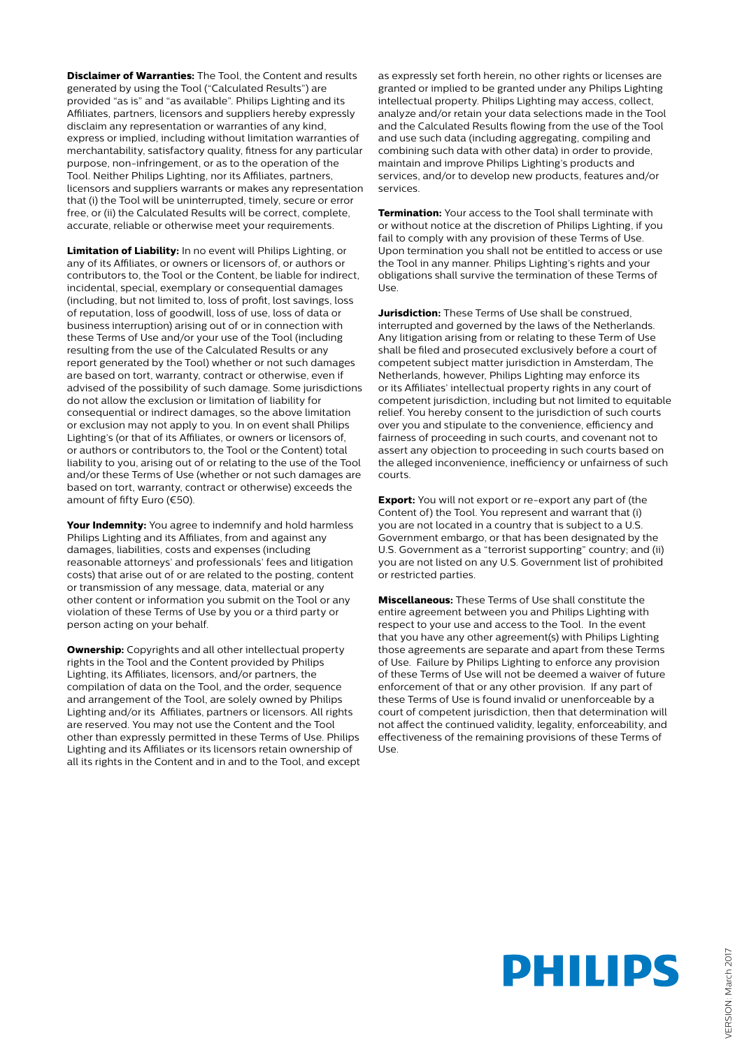**Disclaimer of Warranties:** The Tool, the Content and results generated by using the Tool ("Calculated Results") are provided "as is" and "as available". Philips Lighting and its Affiliates, partners, licensors and suppliers hereby expressly disclaim any representation or warranties of any kind, express or implied, including without limitation warranties of merchantability, satisfactory quality, fitness for any particular purpose, non-infringement, or as to the operation of the Tool. Neither Philips Lighting, nor its Affiliates, partners, licensors and suppliers warrants or makes any representation that (i) the Tool will be uninterrupted, timely, secure or error free, or (ii) the Calculated Results will be correct, complete, accurate, reliable or otherwise meet your requirements.

**Limitation of Liability:** In no event will Philips Lighting, or any of its Affiliates, or owners or licensors of, or authors or contributors to, the Tool or the Content, be liable for indirect, incidental, special, exemplary or consequential damages (including, but not limited to, loss of profit, lost savings, loss of reputation, loss of goodwill, loss of use, loss of data or business interruption) arising out of or in connection with these Terms of Use and/or your use of the Tool (including resulting from the use of the Calculated Results or any report generated by the Tool) whether or not such damages are based on tort, warranty, contract or otherwise, even if advised of the possibility of such damage. Some jurisdictions do not allow the exclusion or limitation of liability for consequential or indirect damages, so the above limitation or exclusion may not apply to you. In on event shall Philips Lighting's (or that of its Affiliates, or owners or licensors of, or authors or contributors to, the Tool or the Content) total liability to you, arising out of or relating to the use of the Tool and/or these Terms of Use (whether or not such damages are based on tort, warranty, contract or otherwise) exceeds the amount of fifty Euro (€50).

**Your Indemnity:** You agree to indemnify and hold harmless Philips Lighting and its Affiliates, from and against any damages, liabilities, costs and expenses (including reasonable attorneys' and professionals' fees and litigation costs) that arise out of or are related to the posting, content or transmission of any message, data, material or any other content or information you submit on the Tool or any violation of these Terms of Use by you or a third party or person acting on your behalf.

**Ownership:** Copyrights and all other intellectual property rights in the Tool and the Content provided by Philips Lighting, its Affiliates, licensors, and/or partners, the compilation of data on the Tool, and the order, sequence and arrangement of the Tool, are solely owned by Philips Lighting and/or its Affiliates, partners or licensors. All rights are reserved. You may not use the Content and the Tool other than expressly permitted in these Terms of Use. Philips Lighting and its Affiliates or its licensors retain ownership of all its rights in the Content and in and to the Tool, and except as expressly set forth herein, no other rights or licenses are granted or implied to be granted under any Philips Lighting intellectual property. Philips Lighting may access, collect, analyze and/or retain your data selections made in the Tool and the Calculated Results flowing from the use of the Tool and use such data (including aggregating, compiling and combining such data with other data) in order to provide, maintain and improve Philips Lighting's products and services, and/or to develop new products, features and/or services.

**Termination:** Your access to the Tool shall terminate with or without notice at the discretion of Philips Lighting, if you fail to comply with any provision of these Terms of Use. Upon termination you shall not be entitled to access or use the Tool in any manner. Philips Lighting's rights and your obligations shall survive the termination of these Terms of Use.

**Jurisdiction:** These Terms of Use shall be construed, interrupted and governed by the laws of the Netherlands. Any litigation arising from or relating to these Term of Use shall be filed and prosecuted exclusively before a court of competent subject matter jurisdiction in Amsterdam, The Netherlands, however, Philips Lighting may enforce its or its Affiliates' intellectual property rights in any court of competent jurisdiction, including but not limited to equitable relief. You hereby consent to the jurisdiction of such courts over you and stipulate to the convenience, efficiency and fairness of proceeding in such courts, and covenant not to assert any objection to proceeding in such courts based on the alleged inconvenience, inefficiency or unfairness of such courts.

**Export:** You will not export or re-export any part of (the Content of) the Tool. You represent and warrant that (i) you are not located in a country that is subject to a U.S. Government embargo, or that has been designated by the U.S. Government as a "terrorist supporting" country; and (ii) you are not listed on any U.S. Government list of prohibited or restricted parties.

**Miscellaneous:** These Terms of Use shall constitute the entire agreement between you and Philips Lighting with respect to your use and access to the Tool. In the event that you have any other agreement(s) with Philips Lighting those agreements are separate and apart from these Terms of Use. Failure by Philips Lighting to enforce any provision of these Terms of Use will not be deemed a waiver of future enforcement of that or any other provision. If any part of these Terms of Use is found invalid or unenforceable by a court of competent jurisdiction, then that determination will not affect the continued validity, legality, enforceability, and effectiveness of the remaining provisions of these Terms of Use.

PHILIPS

VERSION: March 2017